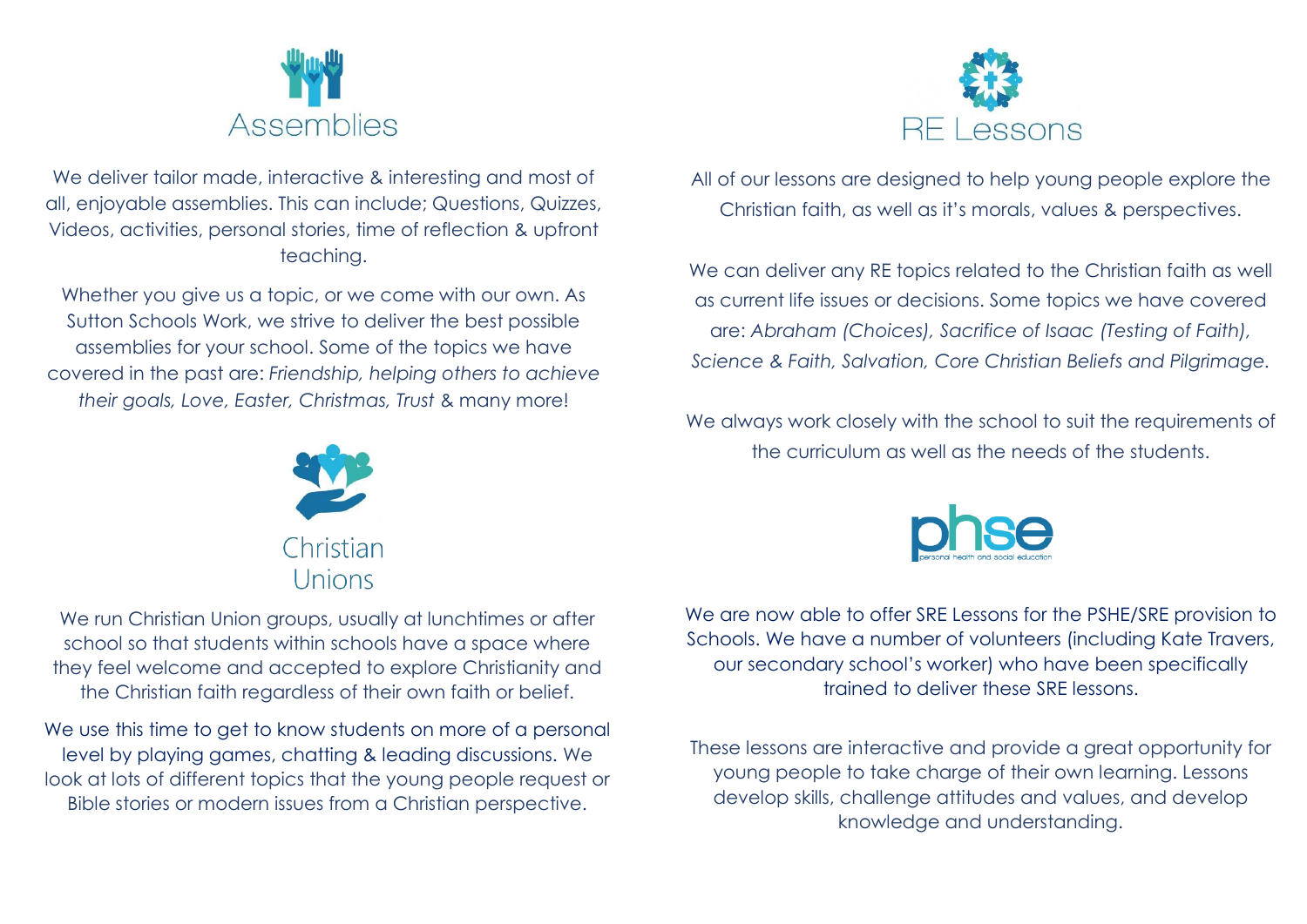## Assemblies

We deliver tailor made, interactive & interesting and most of all, enjoyable assemblies. This can include; Questions, Quizzes, Videos, activities, personal stories, time of reflection & upfront teaching.

Whether you give us a topic, or we come with our own. As Sutton Schools Work, we strive to deliver the best possible assemblies for your school. Some of the topics we have covered in the past are: *Friendship, helping others to achieve their goals, Love, Easter, Christmas, Trust* & many more!

## Christian Unions

We run Christian Union groups, usually at lunchtimes or after school so that students within schools have a space where they feel welcome and accepted to explore Christianity and the Christian faith regardless of their own faith or belief.

We use this time to get to know students on more of a personal level by playing games, chatting & leading discussions. We look at lots of different topics that the young people request or Bible stories or modern issues from a Christian perspective.

## RE Lessons

All of our lessons are designed to help young people explore the Christian faith, as well as it's morals, values & perspectives.

We can deliver any RE topics related to the Christian faith as well as current life issues or decisions. Some topics we have covered are: *Abraham (Choices), Sacrifice of Isaac (Testing of Faith), Science & Faith, Salvation, Core Christian Beliefs and Pilgrimage.*

We always work closely with the school to suit the requirements of the curriculum as well as the needs of the students.

## phse

personal health and social education

We are now able to offer SRE Lessons for the PSHE/SRE provision to Schools. We have a number of volunteers (including Kate Travers, our secondary school's worker) who have been specifically trained to deliver these SRE lessons.

These lessons are interactive and provide a great opportunity for young people to take charge of their own learning. Lessons develop skills, challenge attitudes and values, and develop knowledge and understanding.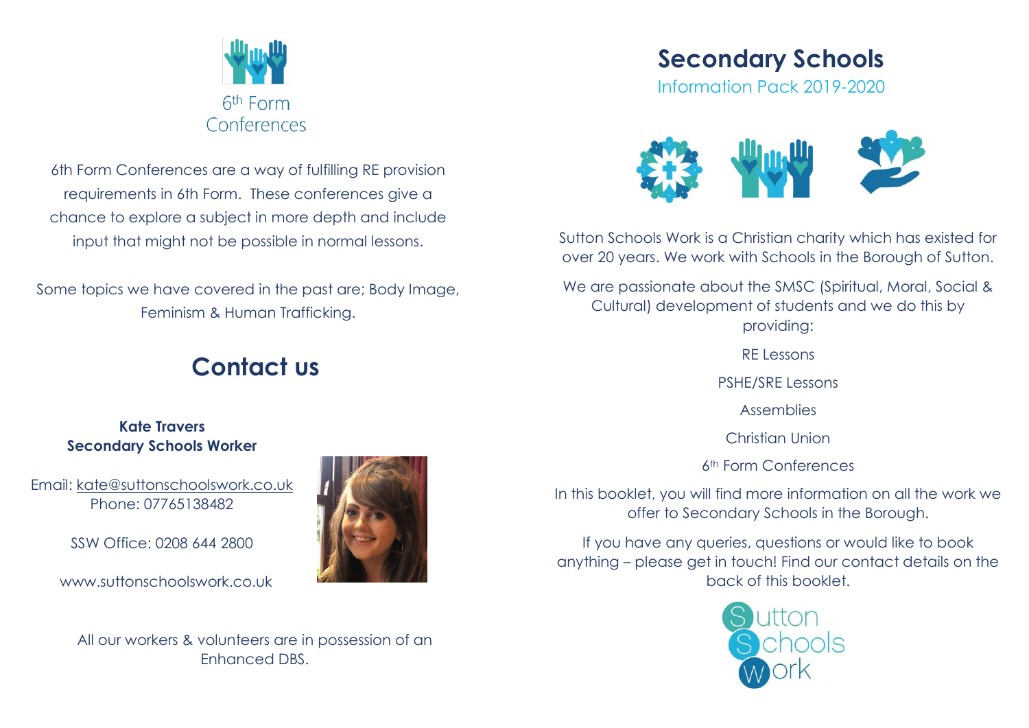## 6th Form Conferences

6th Form Conferences are a way of fulfilling RE provision requirements in 6th Form. These conferences give a chance to explore a subject in more depth and include input that might not be possible in normal lessons.

Some topics we have covered in the past are; Body Image, Feminism & Human Trafficking.

# Contact us

**Kate Travers**
**Secondary Schools Worker**

Email: kate@suttonschoolswork.co.uk
Phone: 07765138482

SSW Office: 0208 644 2800

www.suttonschoolswork.co.uk

All our workers & volunteers are in possession of an Enhanced DBS.

# Secondary Schools

Information Pack 2019-2020

Sutton Schools Work is a Christian charity which has existed for over 20 years. We work with Schools in the Borough of Sutton.

We are passionate about the SMSC (Spiritual, Moral, Social & Cultural) development of students and we do this by providing:

RE Lessons

PSHE/SRE Lessons

Assemblies

Christian Union

6th Form Conferences

In this booklet, you will find more information on all the work we offer to Secondary Schools in the Borough.

If you have any queries, questions or would like to book anything – please get in touch! Find our contact details on the back of this booklet.

Sutton Schools Work